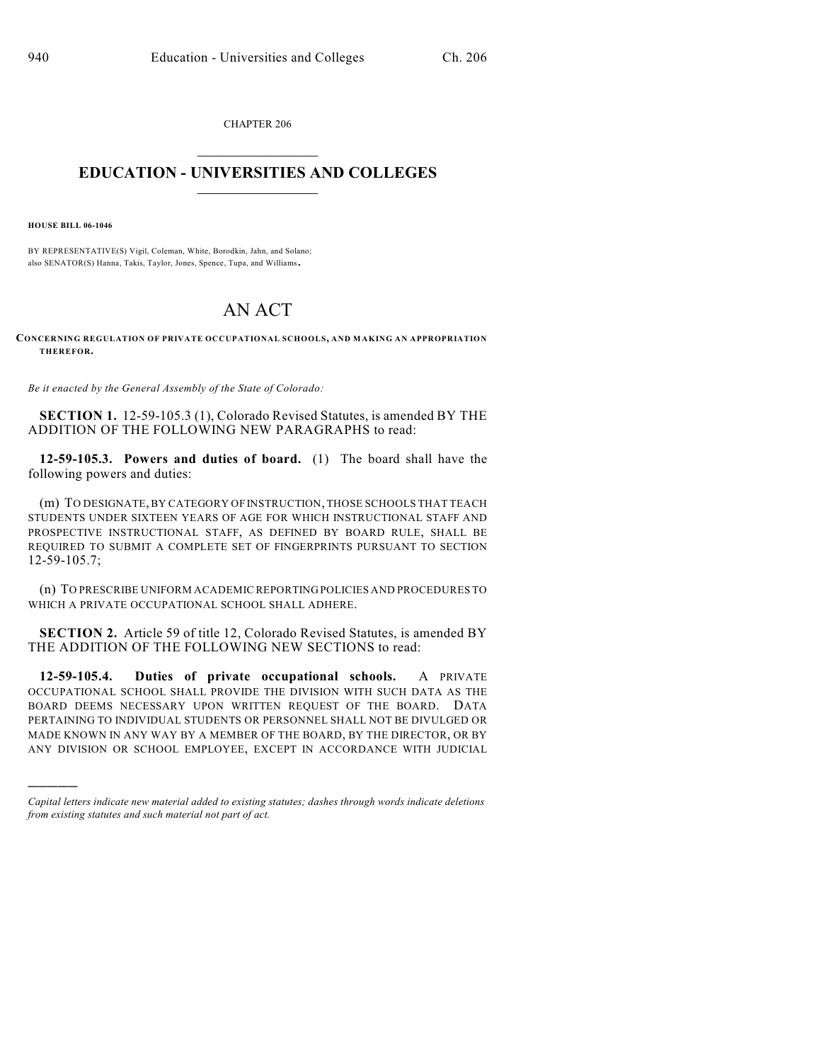CHAPTER 206

# EDUCATION - UNIVERSITIES AND COLLEGES

**HOUSE BILL 06-1046**

BY REPRESENTATIVE(S) Vigil, Coleman, White, Borodkin, Jahn, and Solano;
also SENATOR(S) Hanna, Takis, Taylor, Jones, Spence, Tupa, and Williams.

# AN ACT

**CONCERNING REGULATION OF PRIVATE OCCUPATIONAL SCHOOLS, AND MAKING AN APPROPRIATION THEREFOR.**

*Be it enacted by the General Assembly of the State of Colorado:*

**SECTION 1.** 12-59-105.3 (1), Colorado Revised Statutes, is amended BY THE ADDITION OF THE FOLLOWING NEW PARAGRAPHS to read:

**12-59-105.3. Powers and duties of board.** (1) The board shall have the following powers and duties:

(m) TO DESIGNATE, BY CATEGORY OF INSTRUCTION, THOSE SCHOOLS THAT TEACH STUDENTS UNDER SIXTEEN YEARS OF AGE FOR WHICH INSTRUCTIONAL STAFF AND PROSPECTIVE INSTRUCTIONAL STAFF, AS DEFINED BY BOARD RULE, SHALL BE REQUIRED TO SUBMIT A COMPLETE SET OF FINGERPRINTS PURSUANT TO SECTION 12-59-105.7;

(n) TO PRESCRIBE UNIFORM ACADEMIC REPORTING POLICIES AND PROCEDURES TO WHICH A PRIVATE OCCUPATIONAL SCHOOL SHALL ADHERE.

**SECTION 2.** Article 59 of title 12, Colorado Revised Statutes, is amended BY THE ADDITION OF THE FOLLOWING NEW SECTIONS to read:

**12-59-105.4. Duties of private occupational schools.** A PRIVATE OCCUPATIONAL SCHOOL SHALL PROVIDE THE DIVISION WITH SUCH DATA AS THE BOARD DEEMS NECESSARY UPON WRITTEN REQUEST OF THE BOARD. DATA PERTAINING TO INDIVIDUAL STUDENTS OR PERSONNEL SHALL NOT BE DIVULGED OR MADE KNOWN IN ANY WAY BY A MEMBER OF THE BOARD, BY THE DIRECTOR, OR BY ANY DIVISION OR SCHOOL EMPLOYEE, EXCEPT IN ACCORDANCE WITH JUDICIAL

---

*Capital letters indicate new material added to existing statutes; dashes through words indicate deletions from existing statutes and such material not part of act.*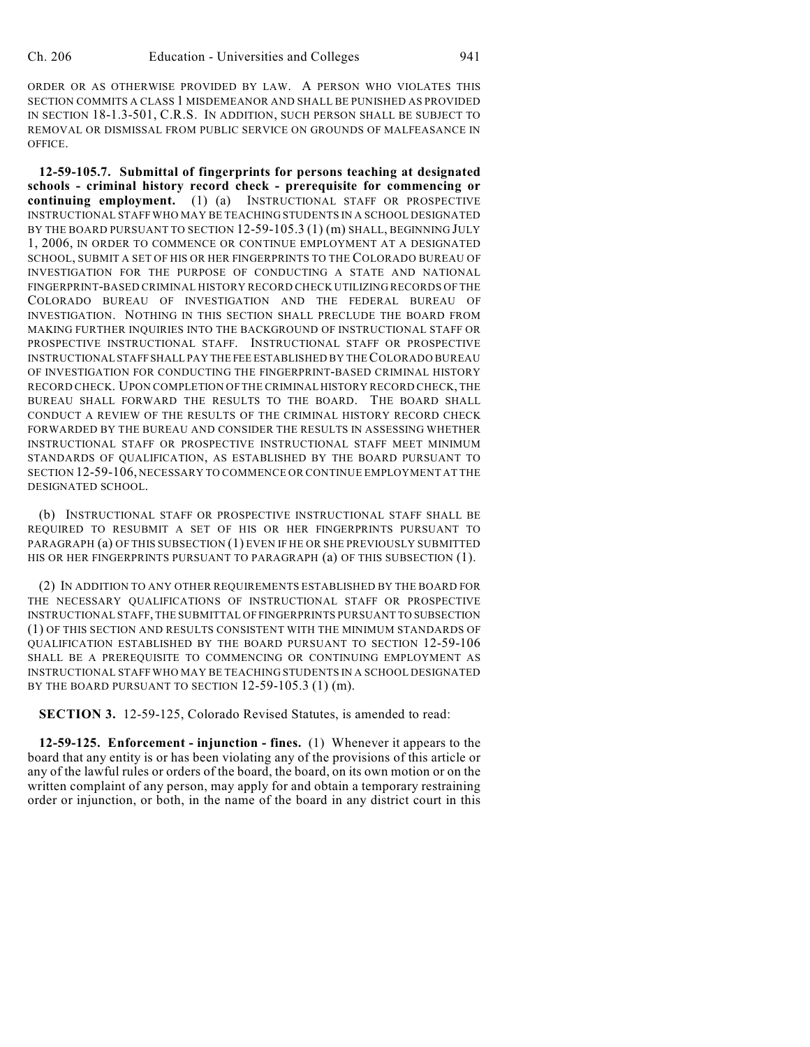ORDER OR AS OTHERWISE PROVIDED BY LAW. A PERSON WHO VIOLATES THIS SECTION COMMITS A CLASS 1 MISDEMEANOR AND SHALL BE PUNISHED AS PROVIDED IN SECTION 18-1.3-501, C.R.S. IN ADDITION, SUCH PERSON SHALL BE SUBJECT TO REMOVAL OR DISMISSAL FROM PUBLIC SERVICE ON GROUNDS OF MALFEASANCE IN OFFICE.

**12-59-105.7. Submittal of fingerprints for persons teaching at designated schools - criminal history record check - prerequisite for commencing or continuing employment.** (1) (a) INSTRUCTIONAL STAFF OR PROSPECTIVE INSTRUCTIONAL STAFF WHO MAY BE TEACHING STUDENTS IN A SCHOOL DESIGNATED BY THE BOARD PURSUANT TO SECTION 12-59-105.3 (1) (m) SHALL, BEGINNING JULY 1, 2006, IN ORDER TO COMMENCE OR CONTINUE EMPLOYMENT AT A DESIGNATED SCHOOL, SUBMIT A SET OF HIS OR HER FINGERPRINTS TO THE COLORADO BUREAU OF INVESTIGATION FOR THE PURPOSE OF CONDUCTING A STATE AND NATIONAL FINGERPRINT-BASED CRIMINAL HISTORY RECORD CHECK UTILIZING RECORDS OF THE COLORADO BUREAU OF INVESTIGATION AND THE FEDERAL BUREAU OF INVESTIGATION. NOTHING IN THIS SECTION SHALL PRECLUDE THE BOARD FROM MAKING FURTHER INQUIRIES INTO THE BACKGROUND OF INSTRUCTIONAL STAFF OR PROSPECTIVE INSTRUCTIONAL STAFF. INSTRUCTIONAL STAFF OR PROSPECTIVE INSTRUCTIONAL STAFF SHALL PAY THE FEE ESTABLISHED BY THE COLORADO BUREAU OF INVESTIGATION FOR CONDUCTING THE FINGERPRINT-BASED CRIMINAL HISTORY RECORD CHECK. UPON COMPLETION OF THE CRIMINAL HISTORY RECORD CHECK, THE BUREAU SHALL FORWARD THE RESULTS TO THE BOARD. THE BOARD SHALL CONDUCT A REVIEW OF THE RESULTS OF THE CRIMINAL HISTORY RECORD CHECK FORWARDED BY THE BUREAU AND CONSIDER THE RESULTS IN ASSESSING WHETHER INSTRUCTIONAL STAFF OR PROSPECTIVE INSTRUCTIONAL STAFF MEET MINIMUM STANDARDS OF QUALIFICATION, AS ESTABLISHED BY THE BOARD PURSUANT TO SECTION 12-59-106, NECESSARY TO COMMENCE OR CONTINUE EMPLOYMENT AT THE DESIGNATED SCHOOL.

(b) INSTRUCTIONAL STAFF OR PROSPECTIVE INSTRUCTIONAL STAFF SHALL BE REQUIRED TO RESUBMIT A SET OF HIS OR HER FINGERPRINTS PURSUANT TO PARAGRAPH (a) OF THIS SUBSECTION (1) EVEN IF HE OR SHE PREVIOUSLY SUBMITTED HIS OR HER FINGERPRINTS PURSUANT TO PARAGRAPH (a) OF THIS SUBSECTION (1).

(2) IN ADDITION TO ANY OTHER REQUIREMENTS ESTABLISHED BY THE BOARD FOR THE NECESSARY QUALIFICATIONS OF INSTRUCTIONAL STAFF OR PROSPECTIVE INSTRUCTIONAL STAFF, THE SUBMITTAL OF FINGERPRINTS PURSUANT TO SUBSECTION (1) OF THIS SECTION AND RESULTS CONSISTENT WITH THE MINIMUM STANDARDS OF QUALIFICATION ESTABLISHED BY THE BOARD PURSUANT TO SECTION 12-59-106 SHALL BE A PREREQUISITE TO COMMENCING OR CONTINUING EMPLOYMENT AS INSTRUCTIONAL STAFF WHO MAY BE TEACHING STUDENTS IN A SCHOOL DESIGNATED BY THE BOARD PURSUANT TO SECTION 12-59-105.3 (1) (m).

**SECTION 3.** 12-59-125, Colorado Revised Statutes, is amended to read:

**12-59-125. Enforcement - injunction - fines.** (1) Whenever it appears to the board that any entity is or has been violating any of the provisions of this article or any of the lawful rules or orders of the board, the board, on its own motion or on the written complaint of any person, may apply for and obtain a temporary restraining order or injunction, or both, in the name of the board in any district court in this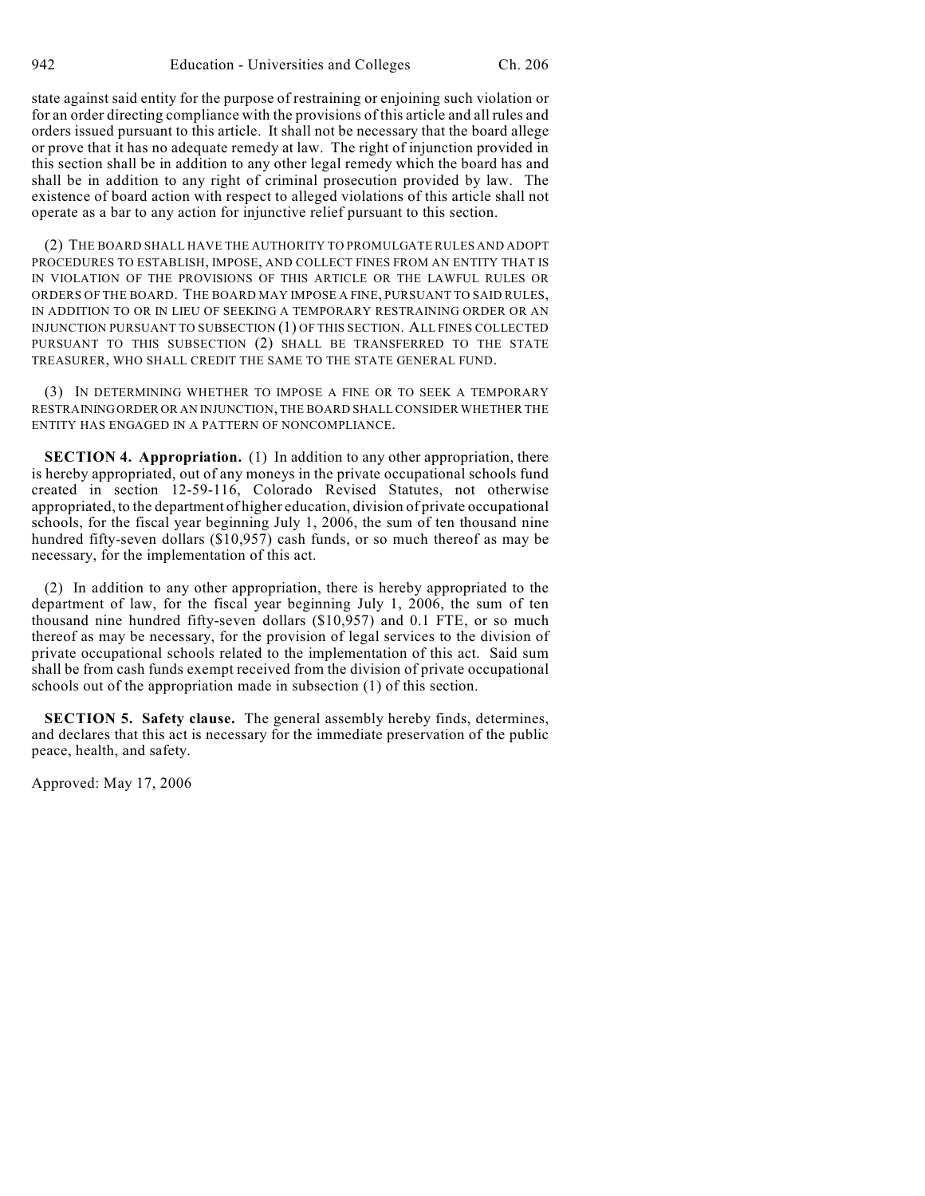state against said entity for the purpose of restraining or enjoining such violation or for an order directing compliance with the provisions of this article and all rules and orders issued pursuant to this article. It shall not be necessary that the board allege or prove that it has no adequate remedy at law. The right of injunction provided in this section shall be in addition to any other legal remedy which the board has and shall be in addition to any right of criminal prosecution provided by law. The existence of board action with respect to alleged violations of this article shall not operate as a bar to any action for injunctive relief pursuant to this section.

(2) THE BOARD SHALL HAVE THE AUTHORITY TO PROMULGATE RULES AND ADOPT PROCEDURES TO ESTABLISH, IMPOSE, AND COLLECT FINES FROM AN ENTITY THAT IS IN VIOLATION OF THE PROVISIONS OF THIS ARTICLE OR THE LAWFUL RULES OR ORDERS OF THE BOARD. THE BOARD MAY IMPOSE A FINE, PURSUANT TO SAID RULES, IN ADDITION TO OR IN LIEU OF SEEKING A TEMPORARY RESTRAINING ORDER OR AN INJUNCTION PURSUANT TO SUBSECTION (1) OF THIS SECTION. ALL FINES COLLECTED PURSUANT TO THIS SUBSECTION (2) SHALL BE TRANSFERRED TO THE STATE TREASURER, WHO SHALL CREDIT THE SAME TO THE STATE GENERAL FUND.

(3) IN DETERMINING WHETHER TO IMPOSE A FINE OR TO SEEK A TEMPORARY RESTRAINING ORDER OR AN INJUNCTION, THE BOARD SHALL CONSIDER WHETHER THE ENTITY HAS ENGAGED IN A PATTERN OF NONCOMPLIANCE.

**SECTION 4. Appropriation.** (1) In addition to any other appropriation, there is hereby appropriated, out of any moneys in the private occupational schools fund created in section 12-59-116, Colorado Revised Statutes, not otherwise appropriated, to the department of higher education, division of private occupational schools, for the fiscal year beginning July 1, 2006, the sum of ten thousand nine hundred fifty-seven dollars ($10,957) cash funds, or so much thereof as may be necessary, for the implementation of this act.

(2) In addition to any other appropriation, there is hereby appropriated to the department of law, for the fiscal year beginning July 1, 2006, the sum of ten thousand nine hundred fifty-seven dollars ($10,957) and 0.1 FTE, or so much thereof as may be necessary, for the provision of legal services to the division of private occupational schools related to the implementation of this act. Said sum shall be from cash funds exempt received from the division of private occupational schools out of the appropriation made in subsection (1) of this section.

**SECTION 5. Safety clause.** The general assembly hereby finds, determines, and declares that this act is necessary for the immediate preservation of the public peace, health, and safety.

Approved: May 17, 2006